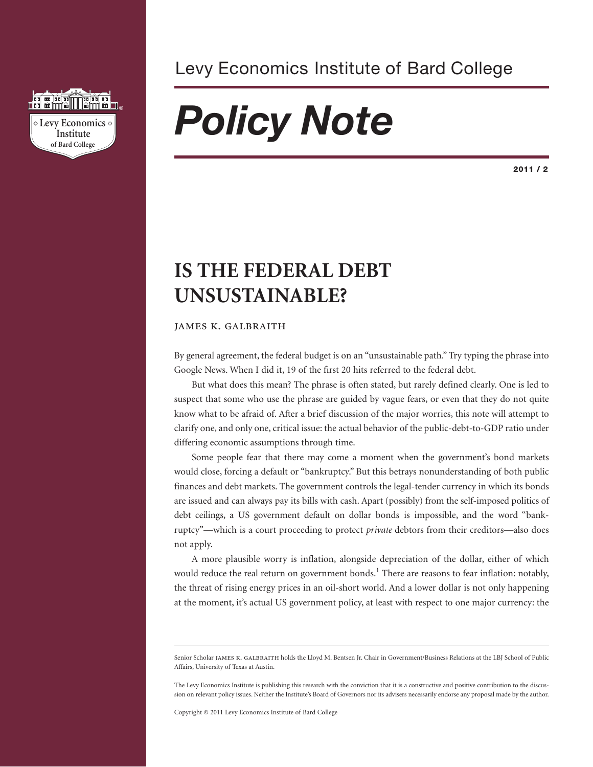Levy Economics Institute of Bard College

# *Policy Note*

**2011 / 2**

## IS THE FEDERAL DEBT UNSUSTAINABLE?

JAMES K. GALBRAITH

By general agreement, the federal budget is on an "unsustainable path." Try typing the phrase into Google News. When I did it, 19 of the first 20 hits referred to the federal debt.

But what does this mean? The phrase is often stated, but rarely defined clearly. One is led to suspect that some who use the phrase are guided by vague fears, or even that they do not quite know what to be afraid of. After a brief discussion of the major worries, this note will attempt to clarify one, and only one, critical issue: the actual behavior of the public-debt-to-GDP ratio under differing economic assumptions through time.

Some people fear that there may come a moment when the government's bond markets would close, forcing a default or "bankruptcy." But this betrays nonunderstanding of both public finances and debt markets. The government controls the legal-tender currency in which its bonds are issued and can always pay its bills with cash. Apart (possibly) from the self-imposed politics of debt ceilings, a US government default on dollar bonds is impossible, and the word "bankruptcy"—which is a court proceeding to protect *private* debtors from their creditors—also does not apply.

A more plausible worry is inflation, alongside depreciation of the dollar, either of which would reduce the real return on government bonds.[1] There are reasons to fear inflation: notably, the threat of rising energy prices in an oil-short world. And a lower dollar is not only happening at the moment, it's actual US government policy, at least with respect to one major currency: the

---

Senior Scholar JAMES K. GALBRAITH holds the Lloyd M. Bentsen Jr. Chair in Government/Business Relations at the LBJ School of Public Affairs, University of Texas at Austin.

The Levy Economics Institute is publishing this research with the conviction that it is a constructive and positive contribution to the discussion on relevant policy issues. Neither the Institute's Board of Governors nor its advisers necessarily endorse any proposal made by the author.

Copyright © 2011 Levy Economics Institute of Bard College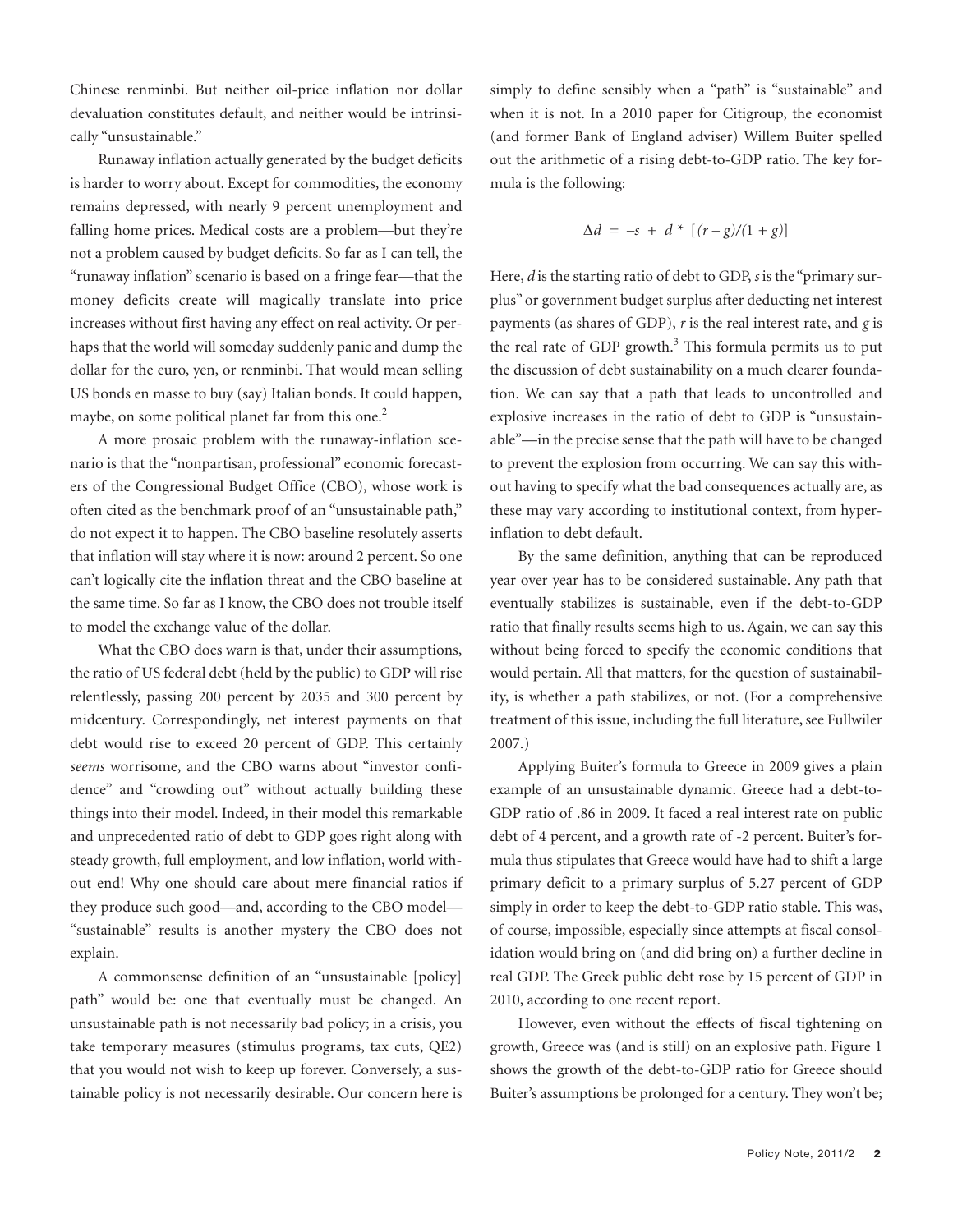Chinese renminbi. But neither oil-price inflation nor dollar devaluation constitutes default, and neither would be intrinsically "unsustainable."

Runaway inflation actually generated by the budget deficits is harder to worry about. Except for commodities, the economy remains depressed, with nearly 9 percent unemployment and falling home prices. Medical costs are a problem—but they're not a problem caused by budget deficits. So far as I can tell, the "runaway inflation" scenario is based on a fringe fear—that the money deficits create will magically translate into price increases without first having any effect on real activity. Or perhaps that the world will someday suddenly panic and dump the dollar for the euro, yen, or renminbi. That would mean selling US bonds en masse to buy (say) Italian bonds. It could happen, maybe, on some political planet far from this one.[2]

A more prosaic problem with the runaway-inflation scenario is that the "nonpartisan, professional" economic forecasters of the Congressional Budget Office (CBO), whose work is often cited as the benchmark proof of an "unsustainable path," do not expect it to happen. The CBO baseline resolutely asserts that inflation will stay where it is now: around 2 percent. So one can't logically cite the inflation threat and the CBO baseline at the same time. So far as I know, the CBO does not trouble itself to model the exchange value of the dollar.

What the CBO does warn is that, under their assumptions, the ratio of US federal debt (held by the public) to GDP will rise relentlessly, passing 200 percent by 2035 and 300 percent by midcentury. Correspondingly, net interest payments on that debt would rise to exceed 20 percent of GDP. This certainly *seems* worrisome, and the CBO warns about "investor confidence" and "crowding out" without actually building these things into their model. Indeed, in their model this remarkable and unprecedented ratio of debt to GDP goes right along with steady growth, full employment, and low inflation, world without end! Why one should care about mere financial ratios if they produce such good—and, according to the CBO model—"sustainable" results is another mystery the CBO does not explain.

A commonsense definition of an "unsustainable [policy] path" would be: one that eventually must be changed. An unsustainable path is not necessarily bad policy; in a crisis, you take temporary measures (stimulus programs, tax cuts, QE2) that you would not wish to keep up forever. Conversely, a sustainable policy is not necessarily desirable. Our concern here is simply to define sensibly when a "path" is "sustainable" and when it is not. In a 2010 paper for Citigroup, the economist (and former Bank of England adviser) Willem Buiter spelled out the arithmetic of a rising debt-to-GDP ratio. The key formula is the following:

$$\Delta d = -s + d * [(r - g)/(1 + g)]$$

Here, $d$ is the starting ratio of debt to GDP, $s$ is the "primary surplus" or government budget surplus after deducting net interest payments (as shares of GDP), $r$ is the real interest rate, and $g$ is the real rate of GDP growth.[3] This formula permits us to put the discussion of debt sustainability on a much clearer foundation. We can say that a path that leads to uncontrolled and explosive increases in the ratio of debt to GDP is "unsustainable"—in the precise sense that the path will have to be changed to prevent the explosion from occurring. We can say this without having to specify what the bad consequences actually are, as these may vary according to institutional context, from hyperinflation to debt default.

By the same definition, anything that can be reproduced year over year has to be considered sustainable. Any path that eventually stabilizes is sustainable, even if the debt-to-GDP ratio that finally results seems high to us. Again, we can say this without being forced to specify the economic conditions that would pertain. All that matters, for the question of sustainability, is whether a path stabilizes, or not. (For a comprehensive treatment of this issue, including the full literature, see Fullwiler 2007.)

Applying Buiter's formula to Greece in 2009 gives a plain example of an unsustainable dynamic. Greece had a debt-to-GDP ratio of .86 in 2009. It faced a real interest rate on public debt of 4 percent, and a growth rate of -2 percent. Buiter's formula thus stipulates that Greece would have had to shift a large primary deficit to a primary surplus of 5.27 percent of GDP simply in order to keep the debt-to-GDP ratio stable. This was, of course, impossible, especially since attempts at fiscal consolidation would bring on (and did bring on) a further decline in real GDP. The Greek public debt rose by 15 percent of GDP in 2010, according to one recent report.

However, even without the effects of fiscal tightening on growth, Greece was (and is still) on an explosive path. Figure 1 shows the growth of the debt-to-GDP ratio for Greece should Buiter's assumptions be prolonged for a century. They won't be;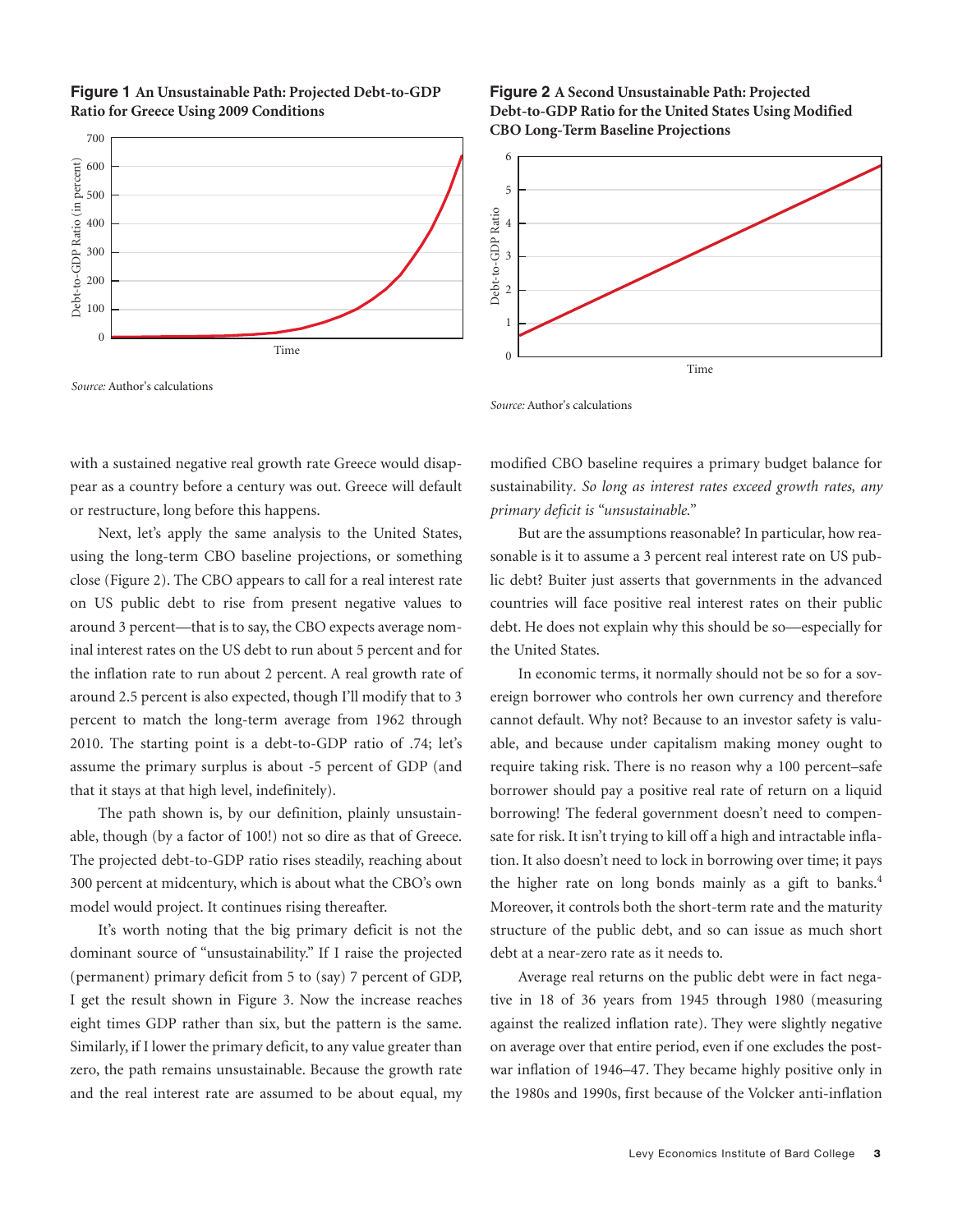**Figure 1** **An Unsustainable Path: Projected Debt-to-GDP Ratio for Greece Using 2009 Conditions**

*Source:* Author's calculations

**Figure 2** **A Second Unsustainable Path: Projected Debt-to-GDP Ratio for the United States Using Modified CBO Long-Term Baseline Projections**

*Source:* Author's calculations

with a sustained negative real growth rate Greece would disappear as a country before a century was out. Greece will default or restructure, long before this happens.

Next, let's apply the same analysis to the United States, using the long-term CBO baseline projections, or something close (Figure 2). The CBO appears to call for a real interest rate on US public debt to rise from present negative values to around 3 percent—that is to say, the CBO expects average nominal interest rates on the US debt to run about 5 percent and for the inflation rate to run about 2 percent. A real growth rate of around 2.5 percent is also expected, though I'll modify that to 3 percent to match the long-term average from 1962 through 2010. The starting point is a debt-to-GDP ratio of .74; let's assume the primary surplus is about -5 percent of GDP (and that it stays at that high level, indefinitely).

The path shown is, by our definition, plainly unsustainable, though (by a factor of 100!) not so dire as that of Greece. The projected debt-to-GDP ratio rises steadily, reaching about 300 percent at midcentury, which is about what the CBO's own model would project. It continues rising thereafter.

It's worth noting that the big primary deficit is not the dominant source of "unsustainability." If I raise the projected (permanent) primary deficit from 5 to (say) 7 percent of GDP, I get the result shown in Figure 3. Now the increase reaches eight times GDP rather than six, but the pattern is the same. Similarly, if I lower the primary deficit, to any value greater than zero, the path remains unsustainable. Because the growth rate and the real interest rate are assumed to be about equal, my modified CBO baseline requires a primary budget balance for sustainability. *So long as interest rates exceed growth rates, any primary deficit is "unsustainable."*

But are the assumptions reasonable? In particular, how reasonable is it to assume a 3 percent real interest rate on US public debt? Buiter just asserts that governments in the advanced countries will face positive real interest rates on their public debt. He does not explain why this should be so—especially for the United States.

In economic terms, it normally should not be so for a sovereign borrower who controls her own currency and therefore cannot default. Why not? Because to an investor safety is valuable, and because under capitalism making money ought to require taking risk. There is no reason why a 100 percent–safe borrower should pay a positive real rate of return on a liquid borrowing! The federal government doesn't need to compensate for risk. It isn't trying to kill off a high and intractable inflation. It also doesn't need to lock in borrowing over time; it pays the higher rate on long bonds mainly as a gift to banks.[4] Moreover, it controls both the short-term rate and the maturity structure of the public debt, and so can issue as much short debt at a near-zero rate as it needs to.

Average real returns on the public debt were in fact negative in 18 of 36 years from 1945 through 1980 (measuring against the realized inflation rate). They were slightly negative on average over that entire period, even if one excludes the postwar inflation of 1946–47. They became highly positive only in the 1980s and 1990s, first because of the Volcker anti-inflation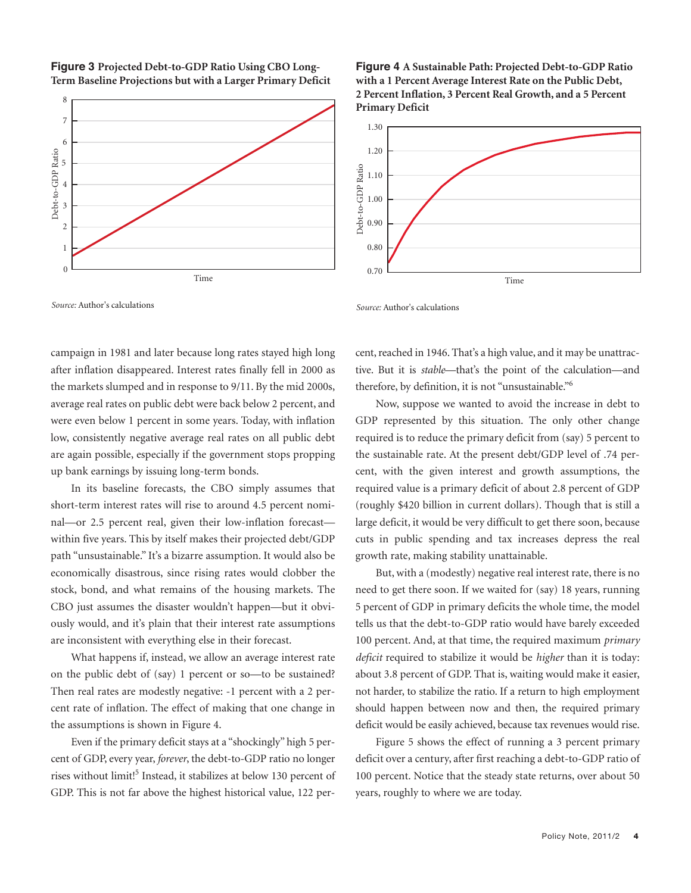**Figure 3** **Projected Debt-to-GDP Ratio Using CBO Long-Term Baseline Projections but with a Larger Primary Deficit**

*Source:* Author's calculations

**Figure 4** **A Sustainable Path: Projected Debt-to-GDP Ratio with a 1 Percent Average Interest Rate on the Public Debt, 2 Percent Inflation, 3 Percent Real Growth, and a 5 Percent Primary Deficit**

*Source:* Author's calculations

campaign in 1981 and later because long rates stayed high long after inflation disappeared. Interest rates finally fell in 2000 as the markets slumped and in response to 9/11. By the mid 2000s, average real rates on public debt were back below 2 percent, and were even below 1 percent in some years. Today, with inflation low, consistently negative average real rates on all public debt are again possible, especially if the government stops propping up bank earnings by issuing long-term bonds.

In its baseline forecasts, the CBO simply assumes that short-term interest rates will rise to around 4.5 percent nominal—or 2.5 percent real, given their low-inflation forecast—within five years. This by itself makes their projected debt/GDP path "unsustainable." It's a bizarre assumption. It would also be economically disastrous, since rising rates would clobber the stock, bond, and what remains of the housing markets. The CBO just assumes the disaster wouldn't happen—but it obviously would, and it's plain that their interest rate assumptions are inconsistent with everything else in their forecast.

What happens if, instead, we allow an average interest rate on the public debt of (say) 1 percent or so—to be sustained? Then real rates are modestly negative: -1 percent with a 2 percent rate of inflation. The effect of making that one change in the assumptions is shown in Figure 4.

Even if the primary deficit stays at a "shockingly" high 5 percent of GDP, every year, *forever*, the debt-to-GDP ratio no longer rises without limit![5] Instead, it stabilizes at below 130 percent of GDP. This is not far above the highest historical value, 122 percent, reached in 1946. That's a high value, and it may be unattractive. But it is *stable*—that's the point of the calculation—and therefore, by definition, it is not "unsustainable."[6]

Now, suppose we wanted to avoid the increase in debt to GDP represented by this situation. The only other change required is to reduce the primary deficit from (say) 5 percent to the sustainable rate. At the present debt/GDP level of .74 percent, with the given interest and growth assumptions, the required value is a primary deficit of about 2.8 percent of GDP (roughly $420 billion in current dollars). Though that is still a large deficit, it would be very difficult to get there soon, because cuts in public spending and tax increases depress the real growth rate, making stability unattainable.

But, with a (modestly) negative real interest rate, there is no need to get there soon. If we waited for (say) 18 years, running 5 percent of GDP in primary deficits the whole time, the model tells us that the debt-to-GDP ratio would have barely exceeded 100 percent. And, at that time, the required maximum *primary deficit* required to stabilize it would be *higher* than it is today: about 3.8 percent of GDP. That is, waiting would make it easier, not harder, to stabilize the ratio. If a return to high employment should happen between now and then, the required primary deficit would be easily achieved, because tax revenues would rise.

Figure 5 shows the effect of running a 3 percent primary deficit over a century, after first reaching a debt-to-GDP ratio of 100 percent. Notice that the steady state returns, over about 50 years, roughly to where we are today.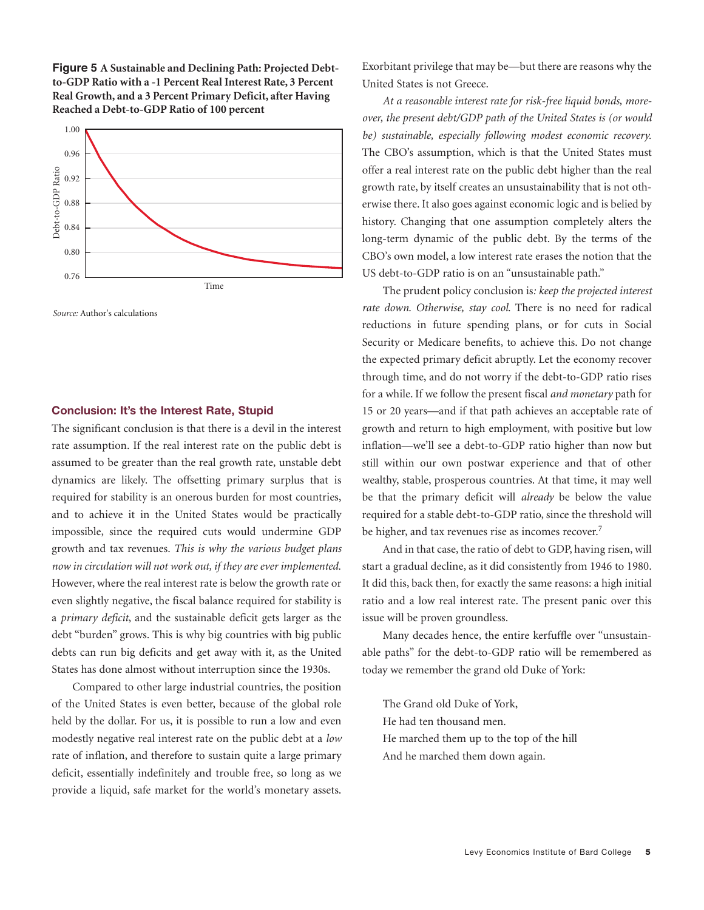**Figure 5 A Sustainable and Declining Path: Projected Debt-to-GDP Ratio with a -1 Percent Real Interest Rate, 3 Percent Real Growth, and a 3 Percent Primary Deficit, after Having Reached a Debt-to-GDP Ratio of 100 percent**

*Source:* Author's calculations

## Conclusion: It's the Interest Rate, Stupid

The significant conclusion is that there is a devil in the interest rate assumption. If the real interest rate on the public debt is assumed to be greater than the real growth rate, unstable debt dynamics are likely. The offsetting primary surplus that is required for stability is an onerous burden for most countries, and to achieve it in the United States would be practically impossible, since the required cuts would undermine GDP growth and tax revenues. *This is why the various budget plans now in circulation will not work out, if they are ever implemented.* However, where the real interest rate is below the growth rate or even slightly negative, the fiscal balance required for stability is a *primary deficit*, and the sustainable deficit gets larger as the debt "burden" grows. This is why big countries with big public debts can run big deficits and get away with it, as the United States has done almost without interruption since the 1930s.

Compared to other large industrial countries, the position of the United States is even better, because of the global role held by the dollar. For us, it is possible to run a low and even modestly negative real interest rate on the public debt at a *low* rate of inflation, and therefore to sustain quite a large primary deficit, essentially indefinitely and trouble free, so long as we provide a liquid, safe market for the world's monetary assets. Exorbitant privilege that may be—but there are reasons why the United States is not Greece.

*At a reasonable interest rate for risk-free liquid bonds, moreover, the present debt/GDP path of the United States is (or would be) sustainable, especially following modest economic recovery.* The CBO's assumption, which is that the United States must offer a real interest rate on the public debt higher than the real growth rate, by itself creates an unsustainability that is not otherwise there. It also goes against economic logic and is belied by history. Changing that one assumption completely alters the long-term dynamic of the public debt. By the terms of the CBO's own model, a low interest rate erases the notion that the US debt-to-GDP ratio is on an "unsustainable path."

The prudent policy conclusion is*: keep the projected interest rate down. Otherwise, stay cool.* There is no need for radical reductions in future spending plans, or for cuts in Social Security or Medicare benefits, to achieve this. Do not change the expected primary deficit abruptly. Let the economy recover through time, and do not worry if the debt-to-GDP ratio rises for a while. If we follow the present fiscal *and monetary* path for 15 or 20 years—and if that path achieves an acceptable rate of growth and return to high employment, with positive but low inflation—we'll see a debt-to-GDP ratio higher than now but still within our own postwar experience and that of other wealthy, stable, prosperous countries. At that time, it may well be that the primary deficit will *already* be below the value required for a stable debt-to-GDP ratio, since the threshold will be higher, and tax revenues rise as incomes recover.[7]

And in that case, the ratio of debt to GDP, having risen, will start a gradual decline, as it did consistently from 1946 to 1980. It did this, back then, for exactly the same reasons: a high initial ratio and a low real interest rate. The present panic over this issue will be proven groundless.

Many decades hence, the entire kerfuffle over "unsustainable paths" for the debt-to-GDP ratio will be remembered as today we remember the grand old Duke of York:

> The Grand old Duke of York,
> He had ten thousand men.
> He marched them up to the top of the hill
> And he marched them down again.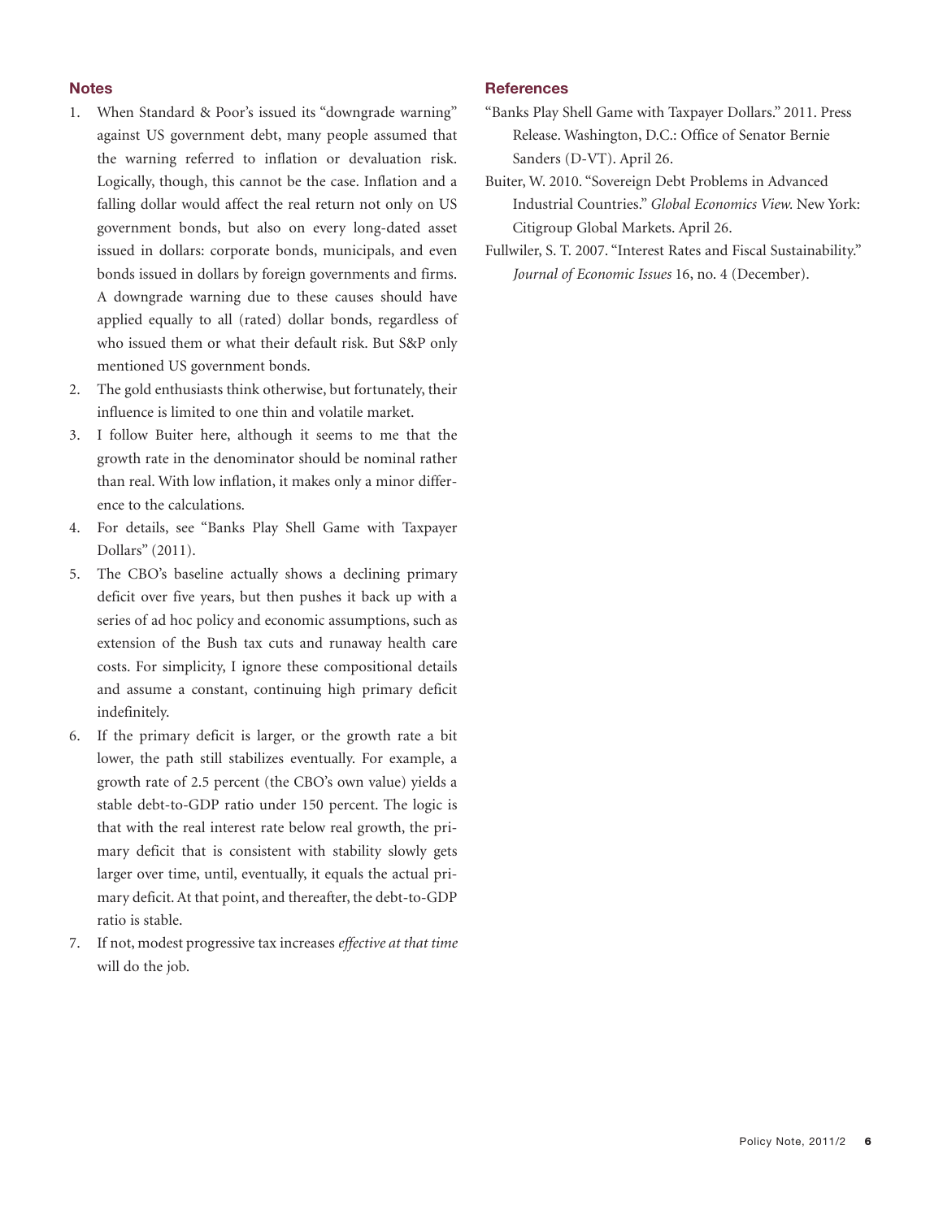## Notes

1. When Standard & Poor's issued its "downgrade warning" against US government debt, many people assumed that the warning referred to inflation or devaluation risk. Logically, though, this cannot be the case. Inflation and a falling dollar would affect the real return not only on US government bonds, but also on every long-dated asset issued in dollars: corporate bonds, municipals, and even bonds issued in dollars by foreign governments and firms. A downgrade warning due to these causes should have applied equally to all (rated) dollar bonds, regardless of who issued them or what their default risk. But S&P only mentioned US government bonds.
2. The gold enthusiasts think otherwise, but fortunately, their influence is limited to one thin and volatile market.
3. I follow Buiter here, although it seems to me that the growth rate in the denominator should be nominal rather than real. With low inflation, it makes only a minor difference to the calculations.
4. For details, see "Banks Play Shell Game with Taxpayer Dollars" (2011).
5. The CBO's baseline actually shows a declining primary deficit over five years, but then pushes it back up with a series of ad hoc policy and economic assumptions, such as extension of the Bush tax cuts and runaway health care costs. For simplicity, I ignore these compositional details and assume a constant, continuing high primary deficit indefinitely.
6. If the primary deficit is larger, or the growth rate a bit lower, the path still stabilizes eventually. For example, a growth rate of 2.5 percent (the CBO's own value) yields a stable debt-to-GDP ratio under 150 percent. The logic is that with the real interest rate below real growth, the primary deficit that is consistent with stability slowly gets larger over time, until, eventually, it equals the actual primary deficit. At that point, and thereafter, the debt-to-GDP ratio is stable.
7. If not, modest progressive tax increases *effective at that time* will do the job.

## References

"Banks Play Shell Game with Taxpayer Dollars." 2011. Press Release. Washington, D.C.: Office of Senator Bernie Sanders (D-VT). April 26.

Buiter, W. 2010. "Sovereign Debt Problems in Advanced Industrial Countries." *Global Economics View.* New York: Citigroup Global Markets. April 26.

Fullwiler, S. T. 2007. "Interest Rates and Fiscal Sustainability." *Journal of Economic Issues* 16, no. 4 (December).